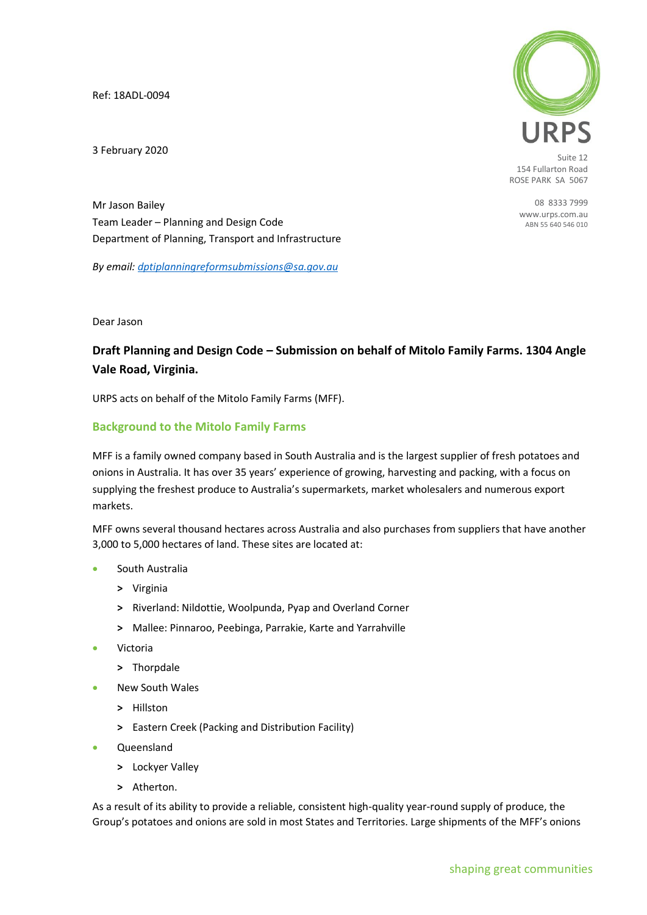Ref: 18ADL-0094

3 February 2020

URPS
Suite 12
154 Fullarton Road
ROSE PARK SA 5067

08 8333 7999
www.urps.com.au
ABN 55 640 546 010

Mr Jason Bailey
Team Leader – Planning and Design Code
Department of Planning, Transport and Infrastructure

*By email: dptiplanningreformsubmissions@sa.gov.au*

Dear Jason

**Draft Planning and Design Code – Submission on behalf of Mitolo Family Farms. 1304 Angle Vale Road, Virginia.**

URPS acts on behalf of the Mitolo Family Farms (MFF).

## Background to the Mitolo Family Farms

MFF is a family owned company based in South Australia and is the largest supplier of fresh potatoes and onions in Australia. It has over 35 years' experience of growing, harvesting and packing, with a focus on supplying the freshest produce to Australia's supermarkets, market wholesalers and numerous export markets.

MFF owns several thousand hectares across Australia and also purchases from suppliers that have another 3,000 to 5,000 hectares of land. These sites are located at:

- South Australia
  - Virginia
  - Riverland: Nildottie, Woolpunda, Pyap and Overland Corner
  - Mallee: Pinnaroo, Peebinga, Parrakie, Karte and Yarrahville
- Victoria
  - Thorpdale
- New South Wales
  - Hillston
  - Eastern Creek (Packing and Distribution Facility)
- Queensland
  - Lockyer Valley
  - Atherton.

As a result of its ability to provide a reliable, consistent high-quality year-round supply of produce, the Group's potatoes and onions are sold in most States and Territories. Large shipments of the MFF's onions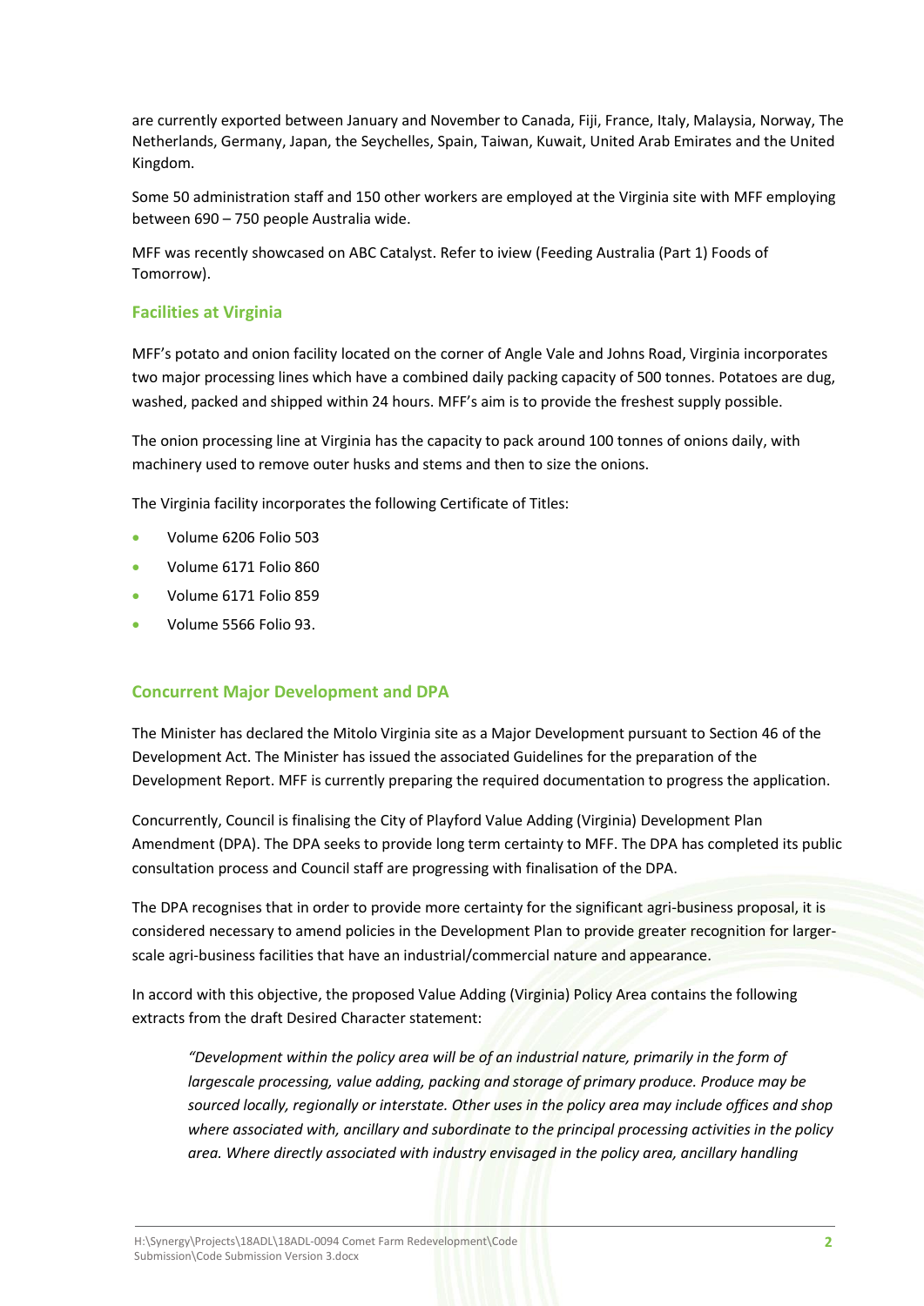are currently exported between January and November to Canada, Fiji, France, Italy, Malaysia, Norway, The Netherlands, Germany, Japan, the Seychelles, Spain, Taiwan, Kuwait, United Arab Emirates and the United Kingdom.

Some 50 administration staff and 150 other workers are employed at the Virginia site with MFF employing between 690 – 750 people Australia wide.

MFF was recently showcased on ABC Catalyst. Refer to iview (Feeding Australia (Part 1) Foods of Tomorrow).

### Facilities at Virginia

MFF's potato and onion facility located on the corner of Angle Vale and Johns Road, Virginia incorporates two major processing lines which have a combined daily packing capacity of 500 tonnes. Potatoes are dug, washed, packed and shipped within 24 hours. MFF's aim is to provide the freshest supply possible.

The onion processing line at Virginia has the capacity to pack around 100 tonnes of onions daily, with machinery used to remove outer husks and stems and then to size the onions.

The Virginia facility incorporates the following Certificate of Titles:

- Volume 6206 Folio 503
- Volume 6171 Folio 860
- Volume 6171 Folio 859
- Volume 5566 Folio 93.

### Concurrent Major Development and DPA

The Minister has declared the Mitolo Virginia site as a Major Development pursuant to Section 46 of the Development Act. The Minister has issued the associated Guidelines for the preparation of the Development Report. MFF is currently preparing the required documentation to progress the application.

Concurrently, Council is finalising the City of Playford Value Adding (Virginia) Development Plan Amendment (DPA). The DPA seeks to provide long term certainty to MFF. The DPA has completed its public consultation process and Council staff are progressing with finalisation of the DPA.

The DPA recognises that in order to provide more certainty for the significant agri-business proposal, it is considered necessary to amend policies in the Development Plan to provide greater recognition for larger-scale agri-business facilities that have an industrial/commercial nature and appearance.

In accord with this objective, the proposed Value Adding (Virginia) Policy Area contains the following extracts from the draft Desired Character statement:

> *"Development within the policy area will be of an industrial nature, primarily in the form of largescale processing, value adding, packing and storage of primary produce. Produce may be sourced locally, regionally or interstate. Other uses in the policy area may include offices and shop where associated with, ancillary and subordinate to the principal processing activities in the policy area. Where directly associated with industry envisaged in the policy area, ancillary handling*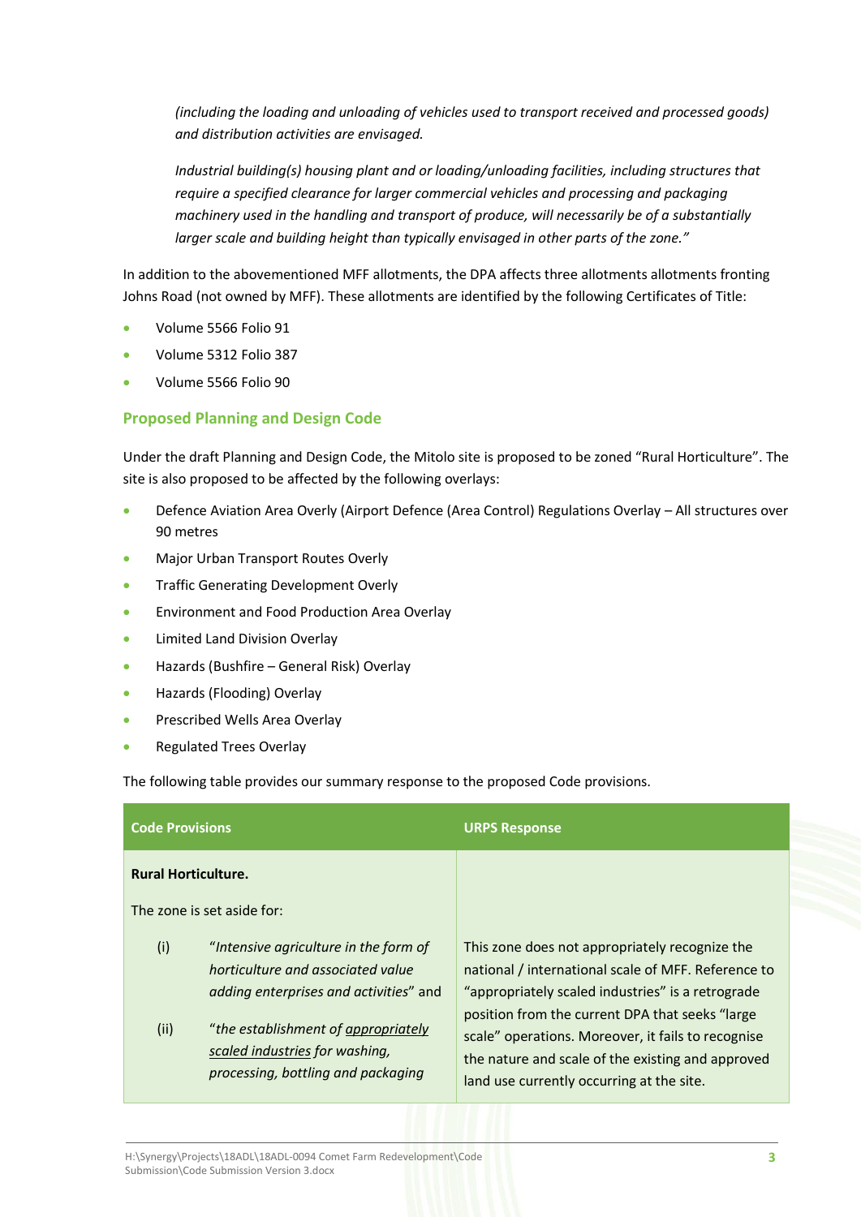*(including the loading and unloading of vehicles used to transport received and processed goods) and distribution activities are envisaged.*

*Industrial building(s) housing plant and or loading/unloading facilities, including structures that require a specified clearance for larger commercial vehicles and processing and packaging machinery used in the handling and transport of produce, will necessarily be of a substantially larger scale and building height than typically envisaged in other parts of the zone."*

In addition to the abovementioned MFF allotments, the DPA affects three allotments allotments fronting Johns Road (not owned by MFF). These allotments are identified by the following Certificates of Title:

- Volume 5566 Folio 91
- Volume 5312 Folio 387
- Volume 5566 Folio 90

### Proposed Planning and Design Code

Under the draft Planning and Design Code, the Mitolo site is proposed to be zoned "Rural Horticulture". The site is also proposed to be affected by the following overlays:

- Defence Aviation Area Overly (Airport Defence (Area Control) Regulations Overlay – All structures over 90 metres
- Major Urban Transport Routes Overly
- Traffic Generating Development Overly
- Environment and Food Production Area Overlay
- Limited Land Division Overlay
- Hazards (Bushfire – General Risk) Overlay
- Hazards (Flooding) Overlay
- Prescribed Wells Area Overlay
- Regulated Trees Overlay

The following table provides our summary response to the proposed Code provisions.

| Code Provisions | URPS Response |
| --- | --- |
| **Rural Horticulture.**<br><br>The zone is set aside for:<br><br>(i) "*Intensive agriculture in the form of horticulture and associated value adding enterprises and activities*" and<br><br>(ii) "*the establishment of appropriately scaled industries for washing, processing, bottling and packaging* | This zone does not appropriately recognize the national / international scale of MFF. Reference to "appropriately scaled industries" is a retrograde position from the current DPA that seeks "large scale" operations. Moreover, it fails to recognise the nature and scale of the existing and approved land use currently occurring at the site. |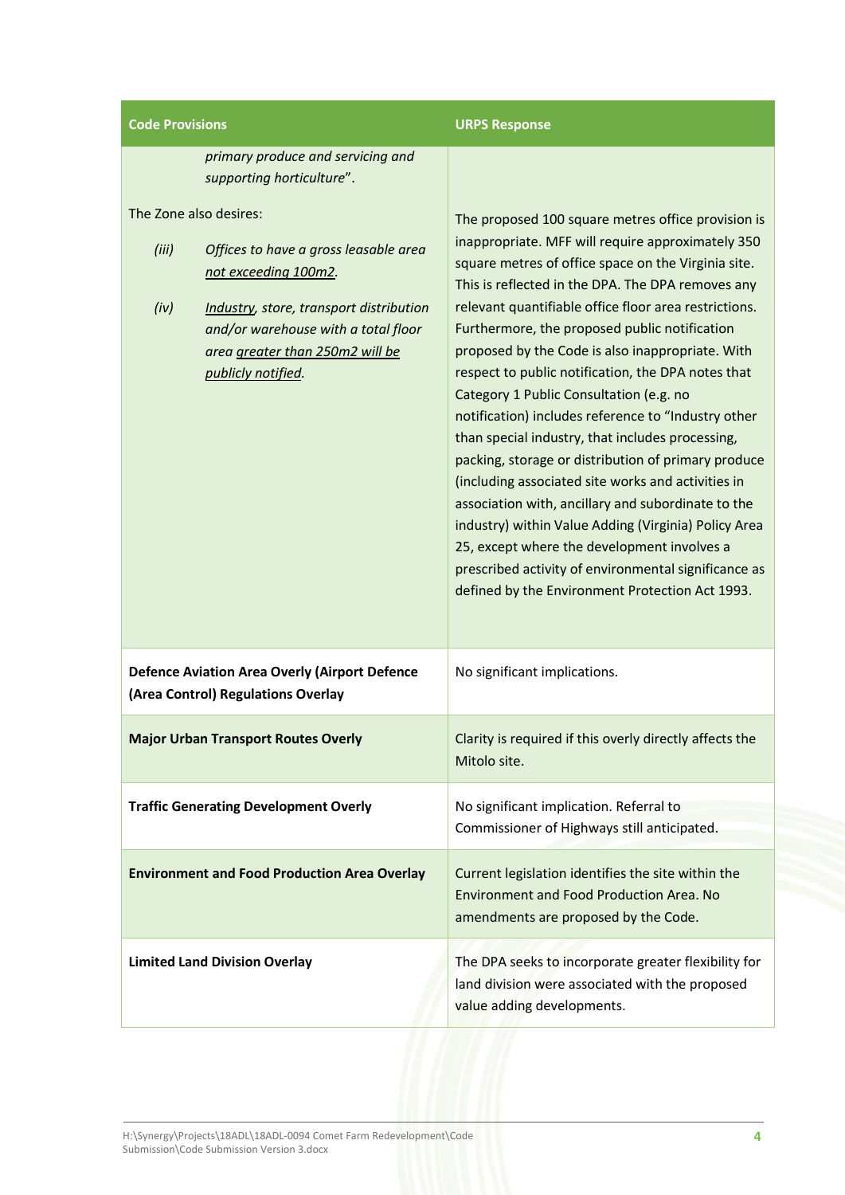| Code Provisions | URPS Response |
|---|---|
| *primary produce and servicing and supporting horticulture*".<br><br>The Zone also desires:<br><br>*(iii) Offices to have a gross leasable area not exceeding 100m2.*<br><br>*(iv) Industry, store, transport distribution and/or warehouse with a total floor area greater than 250m2 will be publicly notified.* | The proposed 100 square metres office provision is inappropriate. MFF will require approximately 350 square metres of office space on the Virginia site. This is reflected in the DPA. The DPA removes any relevant quantifiable office floor area restrictions. Furthermore, the proposed public notification proposed by the Code is also inappropriate. With respect to public notification, the DPA notes that Category 1 Public Consultation (e.g. no notification) includes reference to "Industry other than special industry, that includes processing, packing, storage or distribution of primary produce (including associated site works and activities in association with, ancillary and subordinate to the industry) within Value Adding (Virginia) Policy Area 25, except where the development involves a prescribed activity of environmental significance as defined by the Environment Protection Act 1993. |
| **Defence Aviation Area Overly (Airport Defence (Area Control) Regulations Overlay** | No significant implications. |
| **Major Urban Transport Routes Overly** | Clarity is required if this overly directly affects the Mitolo site. |
| **Traffic Generating Development Overly** | No significant implication. Referral to Commissioner of Highways still anticipated. |
| **Environment and Food Production Area Overlay** | Current legislation identifies the site within the Environment and Food Production Area. No amendments are proposed by the Code. |
| **Limited Land Division Overlay** | The DPA seeks to incorporate greater flexibility for land division were associated with the proposed value adding developments. |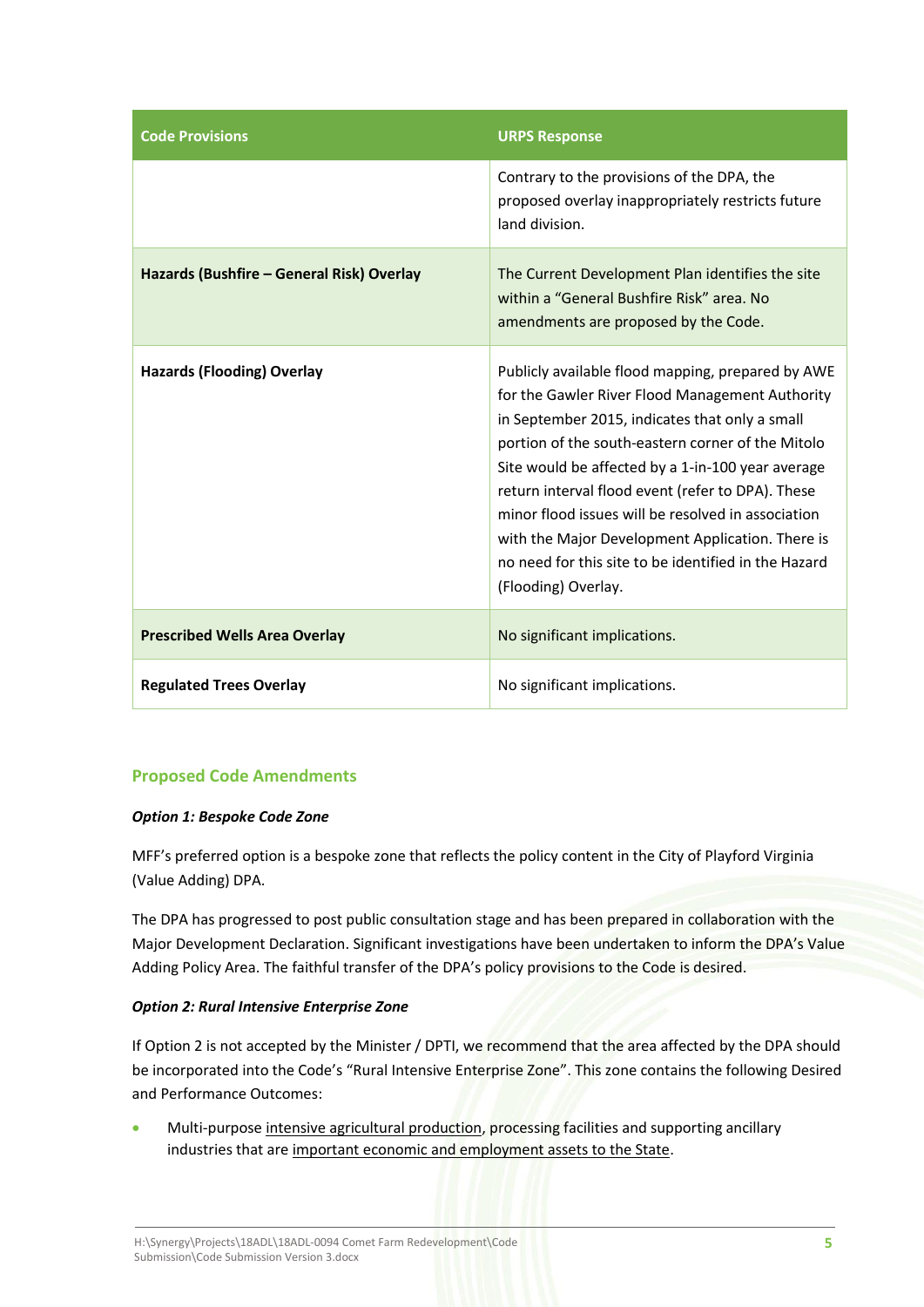| Code Provisions | URPS Response |
| --- | --- |
| | Contrary to the provisions of the DPA, the proposed overlay inappropriately restricts future land division. |
| **Hazards (Bushfire – General Risk) Overlay** | The Current Development Plan identifies the site within a "General Bushfire Risk" area. No amendments are proposed by the Code. |
| **Hazards (Flooding) Overlay** | Publicly available flood mapping, prepared by AWE for the Gawler River Flood Management Authority in September 2015, indicates that only a small portion of the south-eastern corner of the Mitolo Site would be affected by a 1-in-100 year average return interval flood event (refer to DPA). These minor flood issues will be resolved in association with the Major Development Application. There is no need for this site to be identified in the Hazard (Flooding) Overlay. |
| **Prescribed Wells Area Overlay** | No significant implications. |
| **Regulated Trees Overlay** | No significant implications. |

## Proposed Code Amendments

***Option 1: Bespoke Code Zone***

MFF's preferred option is a bespoke zone that reflects the policy content in the City of Playford Virginia (Value Adding) DPA.

The DPA has progressed to post public consultation stage and has been prepared in collaboration with the Major Development Declaration. Significant investigations have been undertaken to inform the DPA's Value Adding Policy Area. The faithful transfer of the DPA's policy provisions to the Code is desired.

***Option 2: Rural Intensive Enterprise Zone***

If Option 2 is not accepted by the Minister / DPTI, we recommend that the area affected by the DPA should be incorporated into the Code's "Rural Intensive Enterprise Zone". This zone contains the following Desired and Performance Outcomes:

- Multi-purpose <u>intensive agricultural production</u>, processing facilities and supporting ancillary industries that are <u>important economic and employment assets to the State</u>.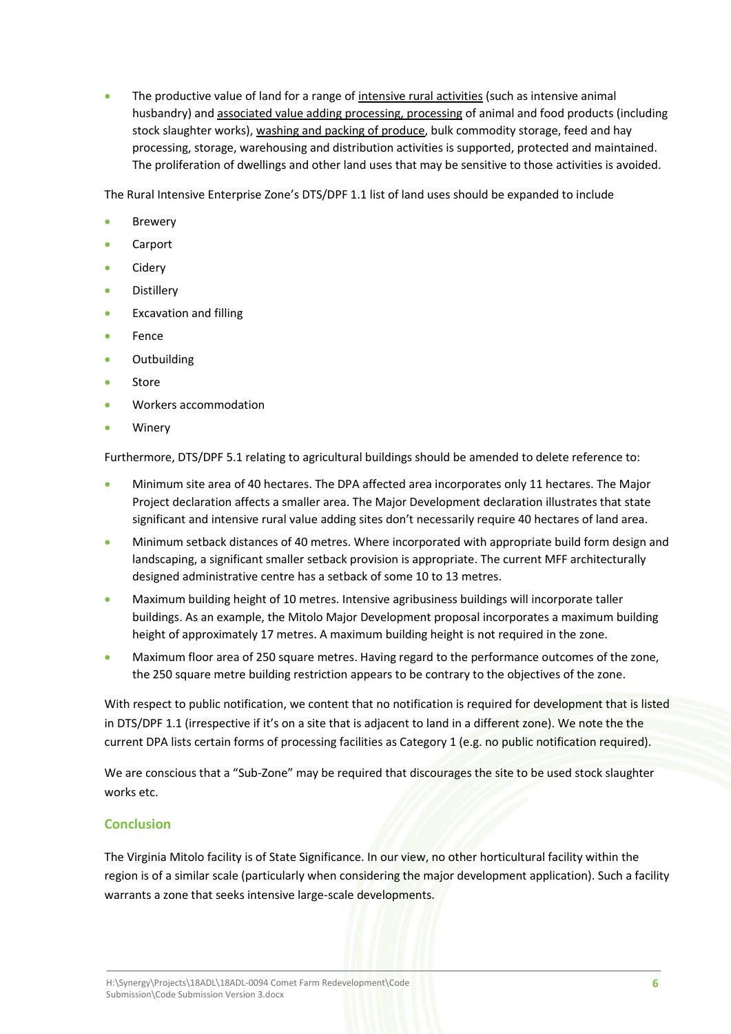- The productive value of land for a range of intensive rural activities (such as intensive animal husbandry) and associated value adding processing, processing of animal and food products (including stock slaughter works), washing and packing of produce, bulk commodity storage, feed and hay processing, storage, warehousing and distribution activities is supported, protected and maintained. The proliferation of dwellings and other land uses that may be sensitive to those activities is avoided.

The Rural Intensive Enterprise Zone's DTS/DPF 1.1 list of land uses should be expanded to include

- Brewery
- Carport
- Cidery
- Distillery
- Excavation and filling
- Fence
- Outbuilding
- Store
- Workers accommodation
- Winery

Furthermore, DTS/DPF 5.1 relating to agricultural buildings should be amended to delete reference to:

- Minimum site area of 40 hectares. The DPA affected area incorporates only 11 hectares. The Major Project declaration affects a smaller area. The Major Development declaration illustrates that state significant and intensive rural value adding sites don't necessarily require 40 hectares of land area.
- Minimum setback distances of 40 metres. Where incorporated with appropriate build form design and landscaping, a significant smaller setback provision is appropriate. The current MFF architecturally designed administrative centre has a setback of some 10 to 13 metres.
- Maximum building height of 10 metres. Intensive agribusiness buildings will incorporate taller buildings. As an example, the Mitolo Major Development proposal incorporates a maximum building height of approximately 17 metres. A maximum building height is not required in the zone.
- Maximum floor area of 250 square metres. Having regard to the performance outcomes of the zone, the 250 square metre building restriction appears to be contrary to the objectives of the zone.

With respect to public notification, we content that no notification is required for development that is listed in DTS/DPF 1.1 (irrespective if it's on a site that is adjacent to land in a different zone). We note the the current DPA lists certain forms of processing facilities as Category 1 (e.g. no public notification required).

We are conscious that a "Sub-Zone" may be required that discourages the site to be used stock slaughter works etc.

## Conclusion

The Virginia Mitolo facility is of State Significance. In our view, no other horticultural facility within the region is of a similar scale (particularly when considering the major development application). Such a facility warrants a zone that seeks intensive large-scale developments.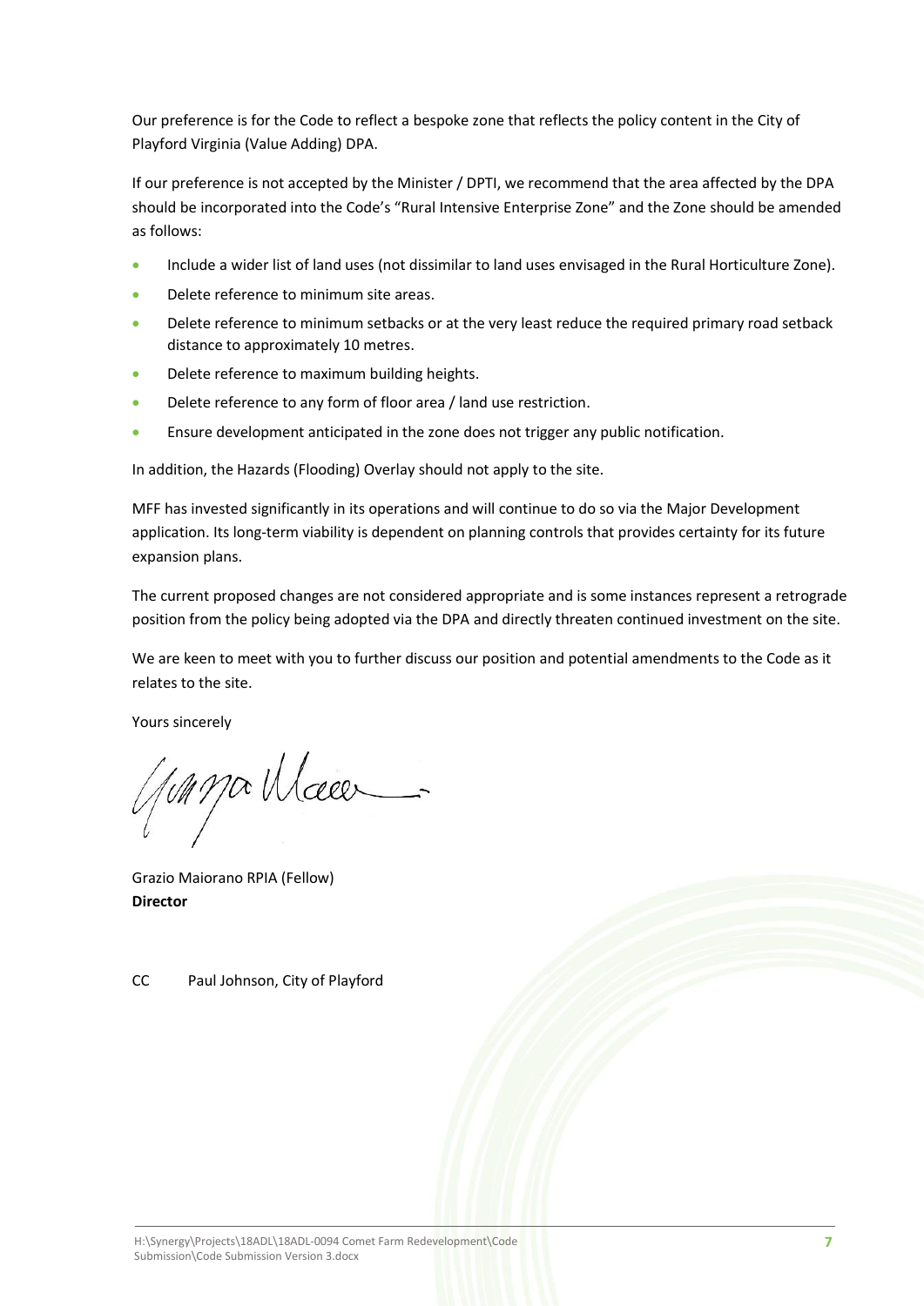Our preference is for the Code to reflect a bespoke zone that reflects the policy content in the City of Playford Virginia (Value Adding) DPA.

If our preference is not accepted by the Minister / DPTI, we recommend that the area affected by the DPA should be incorporated into the Code's "Rural Intensive Enterprise Zone" and the Zone should be amended as follows:

- Include a wider list of land uses (not dissimilar to land uses envisaged in the Rural Horticulture Zone).
- Delete reference to minimum site areas.
- Delete reference to minimum setbacks or at the very least reduce the required primary road setback distance to approximately 10 metres.
- Delete reference to maximum building heights.
- Delete reference to any form of floor area / land use restriction.
- Ensure development anticipated in the zone does not trigger any public notification.

In addition, the Hazards (Flooding) Overlay should not apply to the site.

MFF has invested significantly in its operations and will continue to do so via the Major Development application. Its long-term viability is dependent on planning controls that provides certainty for its future expansion plans.

The current proposed changes are not considered appropriate and is some instances represent a retrograde position from the policy being adopted via the DPA and directly threaten continued investment on the site.

We are keen to meet with you to further discuss our position and potential amendments to the Code as it relates to the site.

Yours sincerely

Grazio Maiorano RPIA (Fellow)
**Director**

CC Paul Johnson, City of Playford

H:\Synergy\Projects\18ADL\18ADL-0094 Comet Farm Redevelopment\Code Submission\Code Submission Version 3.docx